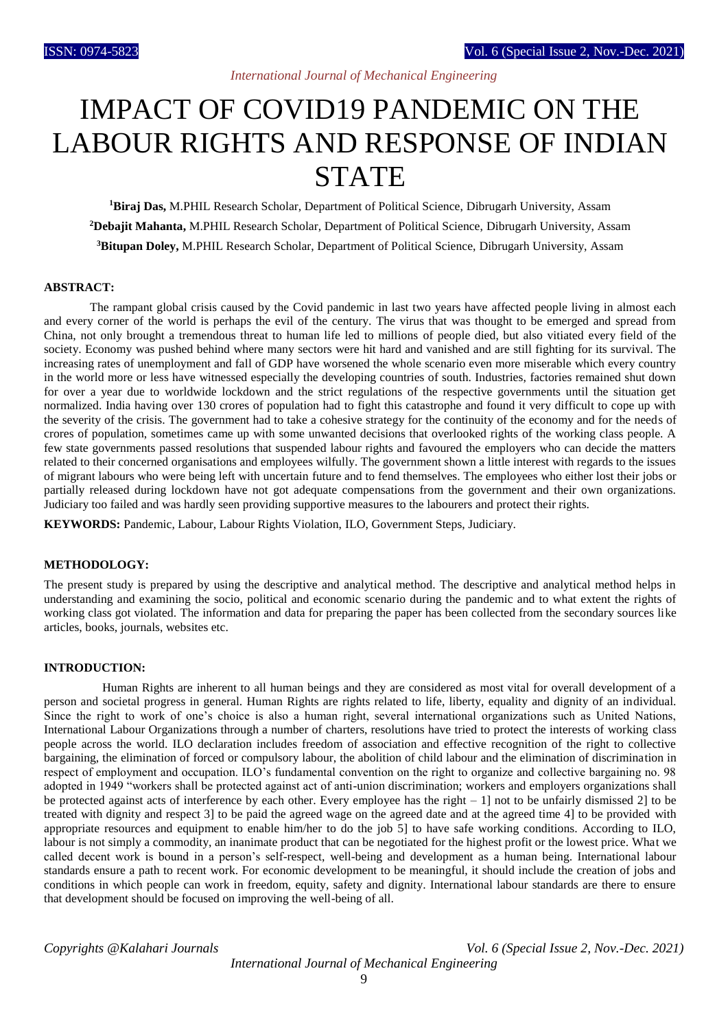# IMPACT OF COVID19 PANDEMIC ON THE LABOUR RIGHTS AND RESPONSE OF INDIAN STATE

[1]**Biraj Das,** M.PHIL Research Scholar, Department of Political Science, Dibrugarh University, Assam

[2]**Debajit Mahanta,** M.PHIL Research Scholar, Department of Political Science, Dibrugarh University, Assam

[3]**Bitupan Doley,** M.PHIL Research Scholar, Department of Political Science, Dibrugarh University, Assam

## ABSTRACT:

The rampant global crisis caused by the Covid pandemic in last two years have affected people living in almost each and every corner of the world is perhaps the evil of the century. The virus that was thought to be emerged and spread from China, not only brought a tremendous threat to human life led to millions of people died, but also vitiated every field of the society. Economy was pushed behind where many sectors were hit hard and vanished and are still fighting for its survival. The increasing rates of unemployment and fall of GDP have worsened the whole scenario even more miserable which every country in the world more or less have witnessed especially the developing countries of south. Industries, factories remained shut down for over a year due to worldwide lockdown and the strict regulations of the respective governments until the situation get normalized. India having over 130 crores of population had to fight this catastrophe and found it very difficult to cope up with the severity of the crisis. The government had to take a cohesive strategy for the continuity of the economy and for the needs of crores of population, sometimes came up with some unwanted decisions that overlooked rights of the working class people. A few state governments passed resolutions that suspended labour rights and favoured the employers who can decide the matters related to their concerned organisations and employees wilfully. The government shown a little interest with regards to the issues of migrant labours who were being left with uncertain future and to fend themselves. The employees who either lost their jobs or partially released during lockdown have not got adequate compensations from the government and their own organizations. Judiciary too failed and was hardly seen providing supportive measures to the labourers and protect their rights.

**KEYWORDS:** Pandemic, Labour, Labour Rights Violation, ILO, Government Steps, Judiciary.

## METHODOLOGY:

The present study is prepared by using the descriptive and analytical method. The descriptive and analytical method helps in understanding and examining the socio, political and economic scenario during the pandemic and to what extent the rights of working class got violated. The information and data for preparing the paper has been collected from the secondary sources like articles, books, journals, websites etc.

## INTRODUCTION:

Human Rights are inherent to all human beings and they are considered as most vital for overall development of a person and societal progress in general. Human Rights are rights related to life, liberty, equality and dignity of an individual. Since the right to work of one's choice is also a human right, several international organizations such as United Nations, International Labour Organizations through a number of charters, resolutions have tried to protect the interests of working class people across the world. ILO declaration includes freedom of association and effective recognition of the right to collective bargaining, the elimination of forced or compulsory labour, the abolition of child labour and the elimination of discrimination in respect of employment and occupation. ILO's fundamental convention on the right to organize and collective bargaining no. 98 adopted in 1949 "workers shall be protected against act of anti-union discrimination; workers and employers organizations shall be protected against acts of interference by each other. Every employee has the right – 1] not to be unfairly dismissed 2] to be treated with dignity and respect 3] to be paid the agreed wage on the agreed date and at the agreed time 4] to be provided with appropriate resources and equipment to enable him/her to do the job 5] to have safe working conditions. According to ILO, labour is not simply a commodity, an inanimate product that can be negotiated for the highest profit or the lowest price. What we called decent work is bound in a person's self-respect, well-being and development as a human being. International labour standards ensure a path to recent work. For economic development to be meaningful, it should include the creation of jobs and conditions in which people can work in freedom, equity, safety and dignity. International labour standards are there to ensure that development should be focused on improving the well-being of all.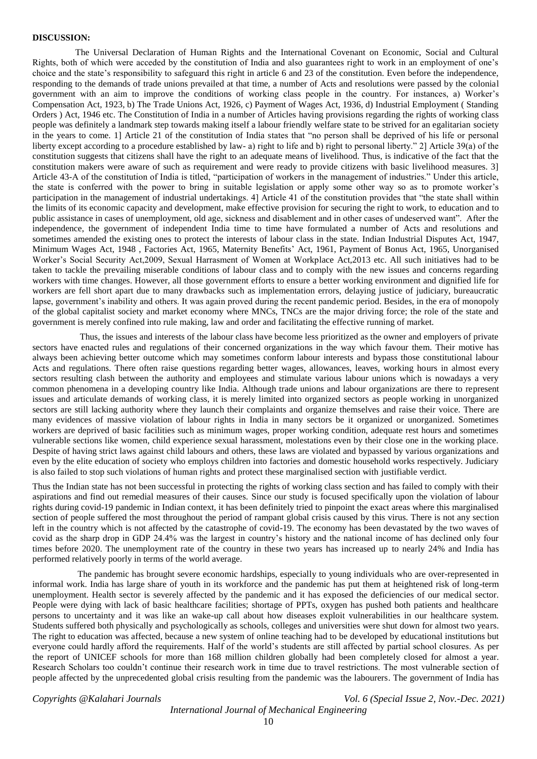**DISCUSSION:**

The Universal Declaration of Human Rights and the International Covenant on Economic, Social and Cultural Rights, both of which were acceded by the constitution of India and also guarantees right to work in an employment of one's choice and the state's responsibility to safeguard this right in article 6 and 23 of the constitution. Even before the independence, responding to the demands of trade unions prevailed at that time, a number of Acts and resolutions were passed by the colonial government with an aim to improve the conditions of working class people in the country. For instances, a) Worker's Compensation Act, 1923, b) The Trade Unions Act, 1926, c) Payment of Wages Act, 1936, d) Industrial Employment ( Standing Orders ) Act, 1946 etc. The Constitution of India in a number of Articles having provisions regarding the rights of working class people was definitely a landmark step towards making itself a labour friendly welfare state to be strived for an egalitarian society in the years to come. 1] Article 21 of the constitution of India states that "no person shall be deprived of his life or personal liberty except according to a procedure established by law- a) right to life and b) right to personal liberty." 2] Article 39(a) of the constitution suggests that citizens shall have the right to an adequate means of livelihood. Thus, is indicative of the fact that the constitution makers were aware of such as requirement and were ready to provide citizens with basic livelihood measures. 3] Article 43-A of the constitution of India is titled, "participation of workers in the management of industries." Under this article, the state is conferred with the power to bring in suitable legislation or apply some other way so as to promote worker's participation in the management of industrial undertakings. 4] Article 41 of the constitution provides that "the state shall within the limits of its economic capacity and development, make effective provision for securing the right to work, to education and to public assistance in cases of unemployment, old age, sickness and disablement and in other cases of undeserved want". After the independence, the government of independent India time to time have formulated a number of Acts and resolutions and sometimes amended the existing ones to protect the interests of labour class in the state. Indian Industrial Disputes Act, 1947, Minimum Wages Act, 1948 , Factories Act, 1965, Maternity Benefits' Act, 1961, Payment of Bonus Act, 1965, Unorganised Worker's Social Security Act,2009, Sexual Harrasment of Women at Workplace Act,2013 etc. All such initiatives had to be taken to tackle the prevailing miserable conditions of labour class and to comply with the new issues and concerns regarding workers with time changes. However, all those government efforts to ensure a better working environment and dignified life for workers are fell short apart due to many drawbacks such as implementation errors, delaying justice of judiciary, bureaucratic lapse, government's inability and others. It was again proved during the recent pandemic period. Besides, in the era of monopoly of the global capitalist society and market economy where MNCs, TNCs are the major driving force; the role of the state and government is merely confined into rule making, law and order and facilitating the effective running of market.

Thus, the issues and interests of the labour class have become less prioritized as the owner and employers of private sectors have enacted rules and regulations of their concerned organizations in the way which favour them. Their motive has always been achieving better outcome which may sometimes conform labour interests and bypass those constitutional labour Acts and regulations. There often raise questions regarding better wages, allowances, leaves, working hours in almost every sectors resulting clash between the authority and employees and stimulate various labour unions which is nowadays a very common phenomena in a developing country like India. Although trade unions and labour organizations are there to represent issues and articulate demands of working class, it is merely limited into organized sectors as people working in unorganized sectors are still lacking authority where they launch their complaints and organize themselves and raise their voice. There are many evidences of massive violation of labour rights in India in many sectors be it organized or unorganized. Sometimes workers are deprived of basic facilities such as minimum wages, proper working condition, adequate rest hours and sometimes vulnerable sections like women, child experience sexual harassment, molestations even by their close one in the working place. Despite of having strict laws against child labours and others, these laws are violated and bypassed by various organizations and even by the elite education of society who employs children into factories and domestic household works respectively. Judiciary is also failed to stop such violations of human rights and protect these marginalised section with justifiable verdict.

Thus the Indian state has not been successful in protecting the rights of working class section and has failed to comply with their aspirations and find out remedial measures of their causes. Since our study is focused specifically upon the violation of labour rights during covid-19 pandemic in Indian context, it has been definitely tried to pinpoint the exact areas where this marginalised section of people suffered the most throughout the period of rampant global crisis caused by this virus. There is not any section left in the country which is not affected by the catastrophe of covid-19. The economy has been devastated by the two waves of covid as the sharp drop in GDP 24.4% was the largest in country's history and the national income of has declined only four times before 2020. The unemployment rate of the country in these two years has increased up to nearly 24% and India has performed relatively poorly in terms of the world average.

The pandemic has brought severe economic hardships, especially to young individuals who are over-represented in informal work. India has large share of youth in its workforce and the pandemic has put them at heightened risk of long-term unemployment. Health sector is severely affected by the pandemic and it has exposed the deficiencies of our medical sector. People were dying with lack of basic healthcare facilities; shortage of PPTs, oxygen has pushed both patients and healthcare persons to uncertainty and it was like an wake-up call about how diseases exploit vulnerabilities in our healthcare system. Students suffered both physically and psychologically as schools, colleges and universities were shut down for almost two years. The right to education was affected, because a new system of online teaching had to be developed by educational institutions but everyone could hardly afford the requirements. Half of the world's students are still affected by partial school closures. As per the report of UNICEF schools for more than 168 million children globally had been completely closed for almost a year. Research Scholars too couldn't continue their research work in time due to travel restrictions. The most vulnerable section of people affected by the unprecedented global crisis resulting from the pandemic was the labourers. The government of India has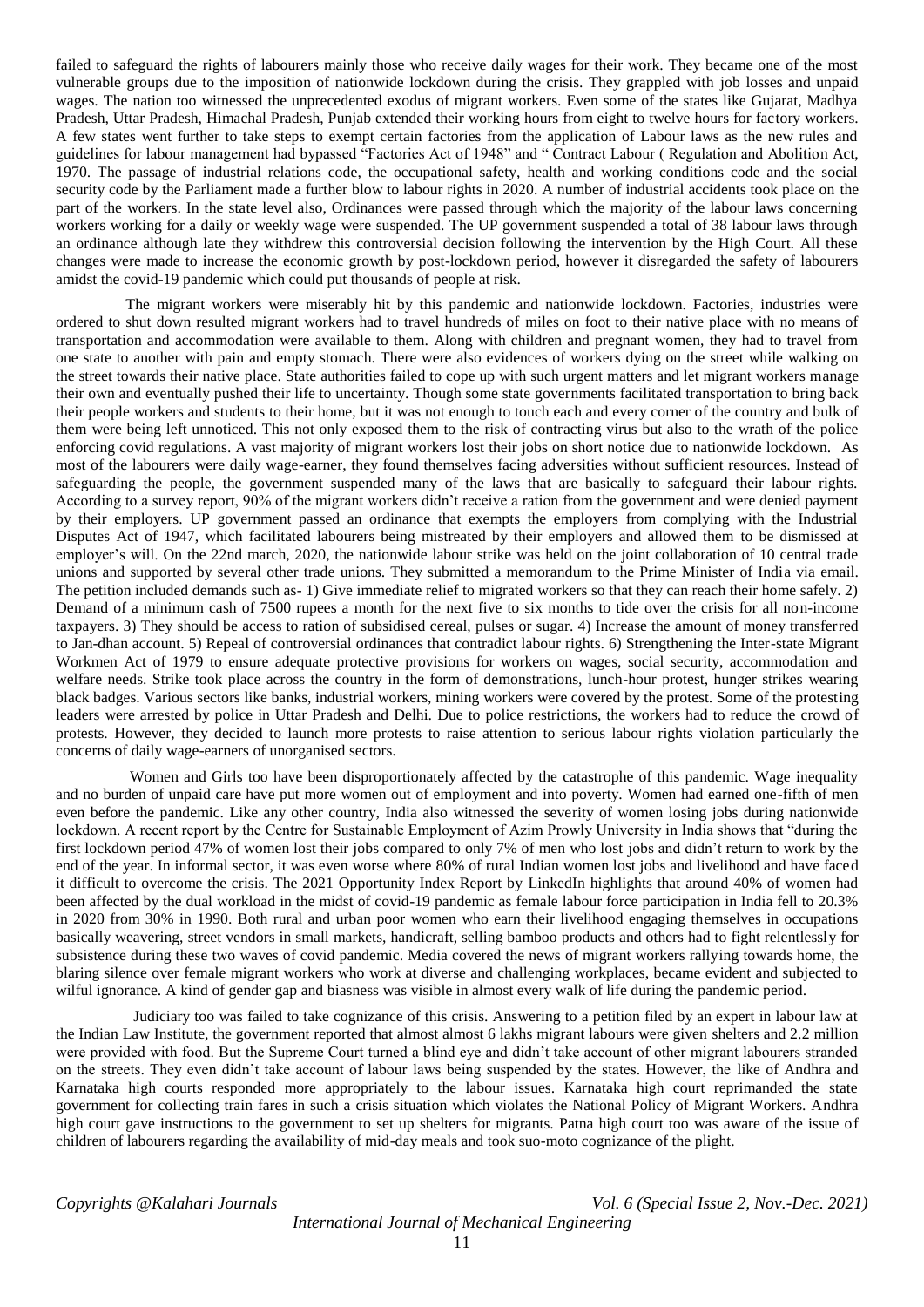failed to safeguard the rights of labourers mainly those who receive daily wages for their work. They became one of the most vulnerable groups due to the imposition of nationwide lockdown during the crisis. They grappled with job losses and unpaid wages. The nation too witnessed the unprecedented exodus of migrant workers. Even some of the states like Gujarat, Madhya Pradesh, Uttar Pradesh, Himachal Pradesh, Punjab extended their working hours from eight to twelve hours for factory workers. A few states went further to take steps to exempt certain factories from the application of Labour laws as the new rules and guidelines for labour management had bypassed "Factories Act of 1948" and " Contract Labour ( Regulation and Abolition Act, 1970. The passage of industrial relations code, the occupational safety, health and working conditions code and the social security code by the Parliament made a further blow to labour rights in 2020. A number of industrial accidents took place on the part of the workers. In the state level also, Ordinances were passed through which the majority of the labour laws concerning workers working for a daily or weekly wage were suspended. The UP government suspended a total of 38 labour laws through an ordinance although late they withdrew this controversial decision following the intervention by the High Court. All these changes were made to increase the economic growth by post-lockdown period, however it disregarded the safety of labourers amidst the covid-19 pandemic which could put thousands of people at risk.

The migrant workers were miserably hit by this pandemic and nationwide lockdown. Factories, industries were ordered to shut down resulted migrant workers had to travel hundreds of miles on foot to their native place with no means of transportation and accommodation were available to them. Along with children and pregnant women, they had to travel from one state to another with pain and empty stomach. There were also evidences of workers dying on the street while walking on the street towards their native place. State authorities failed to cope up with such urgent matters and let migrant workers manage their own and eventually pushed their life to uncertainty. Though some state governments facilitated transportation to bring back their people workers and students to their home, but it was not enough to touch each and every corner of the country and bulk of them were being left unnoticed. This not only exposed them to the risk of contracting virus but also to the wrath of the police enforcing covid regulations. A vast majority of migrant workers lost their jobs on short notice due to nationwide lockdown. As most of the labourers were daily wage-earner, they found themselves facing adversities without sufficient resources. Instead of safeguarding the people, the government suspended many of the laws that are basically to safeguard their labour rights. According to a survey report, 90% of the migrant workers didn't receive a ration from the government and were denied payment by their employers. UP government passed an ordinance that exempts the employers from complying with the Industrial Disputes Act of 1947, which facilitated labourers being mistreated by their employers and allowed them to be dismissed at employer's will. On the 22nd march, 2020, the nationwide labour strike was held on the joint collaboration of 10 central trade unions and supported by several other trade unions. They submitted a memorandum to the Prime Minister of India via email. The petition included demands such as- 1) Give immediate relief to migrated workers so that they can reach their home safely. 2) Demand of a minimum cash of 7500 rupees a month for the next five to six months to tide over the crisis for all non-income taxpayers. 3) They should be access to ration of subsidised cereal, pulses or sugar. 4) Increase the amount of money transferred to Jan-dhan account. 5) Repeal of controversial ordinances that contradict labour rights. 6) Strengthening the Inter-state Migrant Workmen Act of 1979 to ensure adequate protective provisions for workers on wages, social security, accommodation and welfare needs. Strike took place across the country in the form of demonstrations, lunch-hour protest, hunger strikes wearing black badges. Various sectors like banks, industrial workers, mining workers were covered by the protest. Some of the protesting leaders were arrested by police in Uttar Pradesh and Delhi. Due to police restrictions, the workers had to reduce the crowd of protests. However, they decided to launch more protests to raise attention to serious labour rights violation particularly the concerns of daily wage-earners of unorganised sectors.

Women and Girls too have been disproportionately affected by the catastrophe of this pandemic. Wage inequality and no burden of unpaid care have put more women out of employment and into poverty. Women had earned one-fifth of men even before the pandemic. Like any other country, India also witnessed the severity of women losing jobs during nationwide lockdown. A recent report by the Centre for Sustainable Employment of Azim Prowly University in India shows that "during the first lockdown period 47% of women lost their jobs compared to only 7% of men who lost jobs and didn't return to work by the end of the year. In informal sector, it was even worse where 80% of rural Indian women lost jobs and livelihood and have faced it difficult to overcome the crisis. The 2021 Opportunity Index Report by LinkedIn highlights that around 40% of women had been affected by the dual workload in the midst of covid-19 pandemic as female labour force participation in India fell to 20.3% in 2020 from 30% in 1990. Both rural and urban poor women who earn their livelihood engaging themselves in occupations basically weavering, street vendors in small markets, handicraft, selling bamboo products and others had to fight relentlessly for subsistence during these two waves of covid pandemic. Media covered the news of migrant workers rallying towards home, the blaring silence over female migrant workers who work at diverse and challenging workplaces, became evident and subjected to wilful ignorance. A kind of gender gap and biasness was visible in almost every walk of life during the pandemic period.

Judiciary too was failed to take cognizance of this crisis. Answering to a petition filed by an expert in labour law at the Indian Law Institute, the government reported that almost almost 6 lakhs migrant labours were given shelters and 2.2 million were provided with food. But the Supreme Court turned a blind eye and didn't take account of other migrant labourers stranded on the streets. They even didn't take account of labour laws being suspended by the states. However, the like of Andhra and Karnataka high courts responded more appropriately to the labour issues. Karnataka high court reprimanded the state government for collecting train fares in such a crisis situation which violates the National Policy of Migrant Workers. Andhra high court gave instructions to the government to set up shelters for migrants. Patna high court too was aware of the issue of children of labourers regarding the availability of mid-day meals and took suo-moto cognizance of the plight.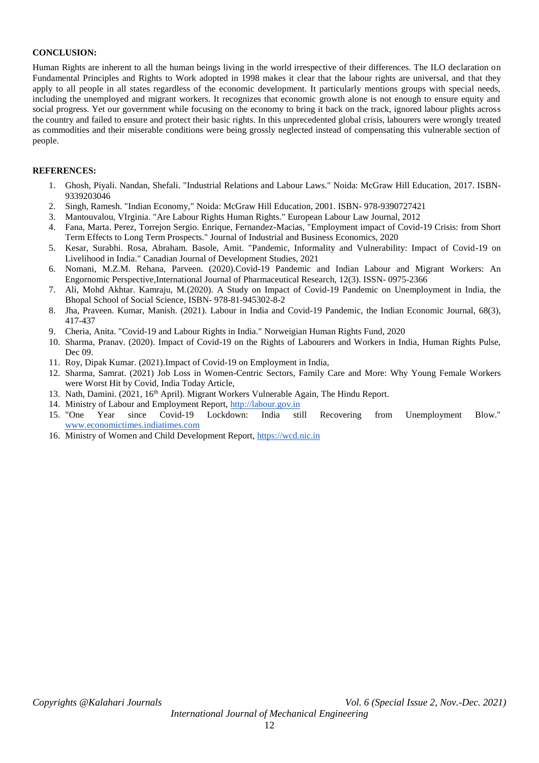**CONCLUSION:**

Human Rights are inherent to all the human beings living in the world irrespective of their differences. The ILO declaration on Fundamental Principles and Rights to Work adopted in 1998 makes it clear that the labour rights are universal, and that they apply to all people in all states regardless of the economic development. It particularly mentions groups with special needs, including the unemployed and migrant workers. It recognizes that economic growth alone is not enough to ensure equity and social progress. Yet our government while focusing on the economy to bring it back on the track, ignored labour plights across the country and failed to ensure and protect their basic rights. In this unprecedented global crisis, labourers were wrongly treated as commodities and their miserable conditions were being grossly neglected instead of compensating this vulnerable section of people.

**REFERENCES:**

1. Ghosh, Piyali. Nandan, Shefali. "Industrial Relations and Labour Laws." Noida: McGraw Hill Education, 2017. ISBN- 9339203046
2. Singh, Ramesh. "Indian Economy," Noida: McGraw Hill Education, 2001. ISBN- 978-9390727421
3. Mantouvalou, VIrginia. "Are Labour Rights Human Rights." European Labour Law Journal, 2012
4. Fana, Marta. Perez, Torrejon Sergio. Enrique, Fernandez-Macias, "Employment impact of Covid-19 Crisis: from Short Term Effects to Long Term Prospects." Journal of Industrial and Business Economics, 2020
5. Kesar, Surabhi. Rosa, Abraham. Basole, Amit. "Pandemic, Informality and Vulnerability: Impact of Covid-19 on Livelihood in India." Canadian Journal of Development Studies, 2021
6. Nomani, M.Z.M. Rehana, Parveen. (2020).Covid-19 Pandemic and Indian Labour and Migrant Workers: An Engornomic Perspective,International Journal of Pharmaceutical Research, 12(3). ISSN- 0975-2366
7. Ali, Mohd Akhtar. Kamraju, M.(2020). A Study on Impact of Covid-19 Pandemic on Unemployment in India, the Bhopal School of Social Science, ISBN- 978-81-945302-8-2
8. Jha, Praveen. Kumar, Manish. (2021). Labour in India and Covid-19 Pandemic, the Indian Economic Journal, 68(3), 417-437
9. Cheria, Anita. "Covid-19 and Labour Rights in India." Norweigian Human Rights Fund, 2020
10. Sharma, Pranav. (2020). Impact of Covid-19 on the Rights of Labourers and Workers in India, Human Rights Pulse, Dec 09.
11. Roy, Dipak Kumar. (2021).Impact of Covid-19 on Employment in India,
12. Sharma, Samrat. (2021) Job Loss in Women-Centric Sectors, Family Care and More: Why Young Female Workers were Worst Hit by Covid, India Today Article,
13. Nath, Damini. (2021, 16th April). Migrant Workers Vulnerable Again, The Hindu Report.
14. Ministry of Labour and Employment Report, http://labour.gov.in
15. "One Year since Covid-19 Lockdown: India still Recovering from Unemployment Blow." www.economictimes.indiatimes.com
16. Ministry of Women and Child Development Report, https://wcd.nic.in